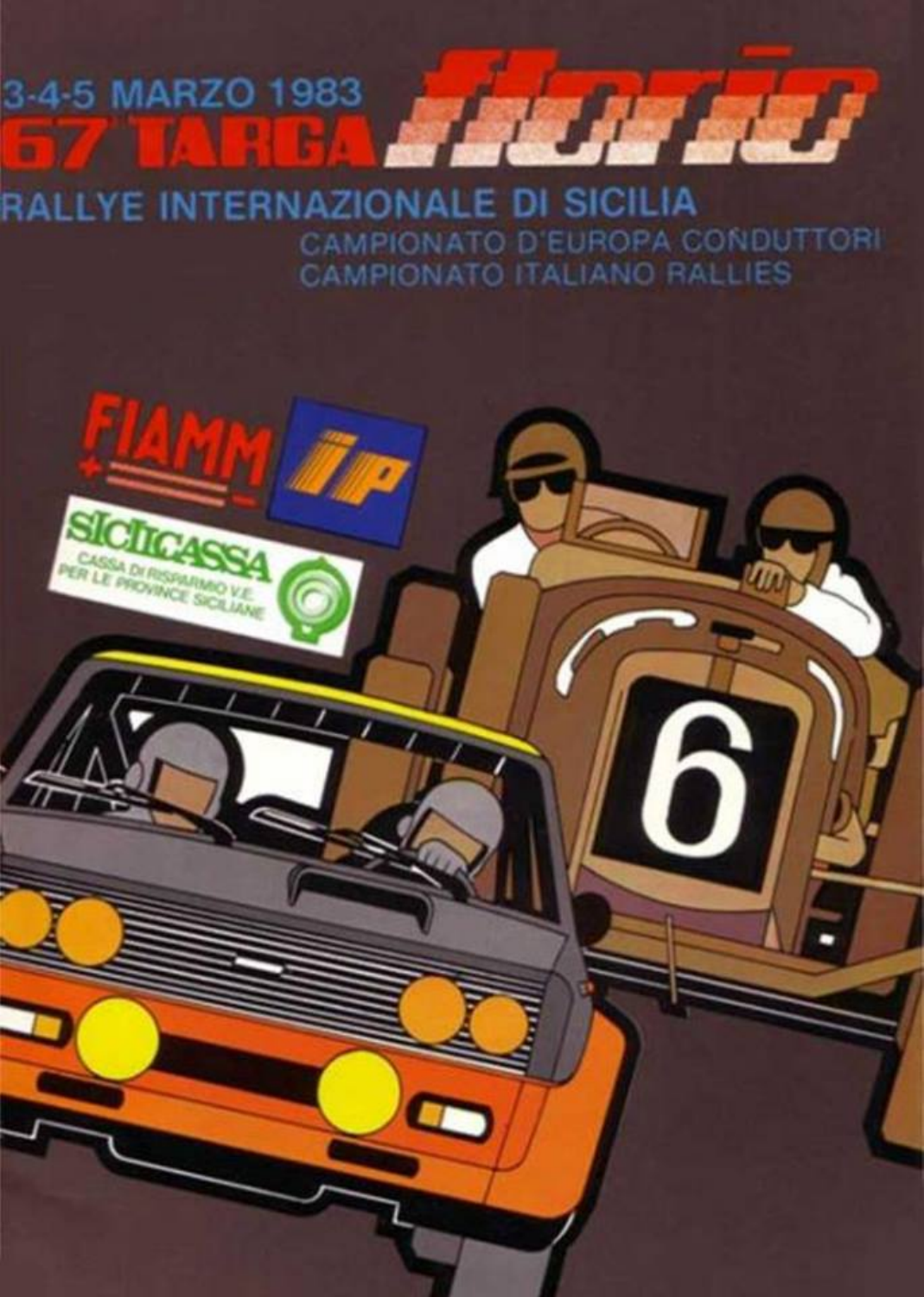3-4-5 MARZO 1983

# 67ª TARGA florio

## RALLYE INTERNAZIONALE DI SICILIA

CAMPIONATO D'EUROPA CONDUTTORI
CAMPIONATO ITALIANO RALLIES

FIAMM

IP

SICILCASSA
CASSA DI RISPARMIO V.E. PER LE PROVINCE SICILIANE

6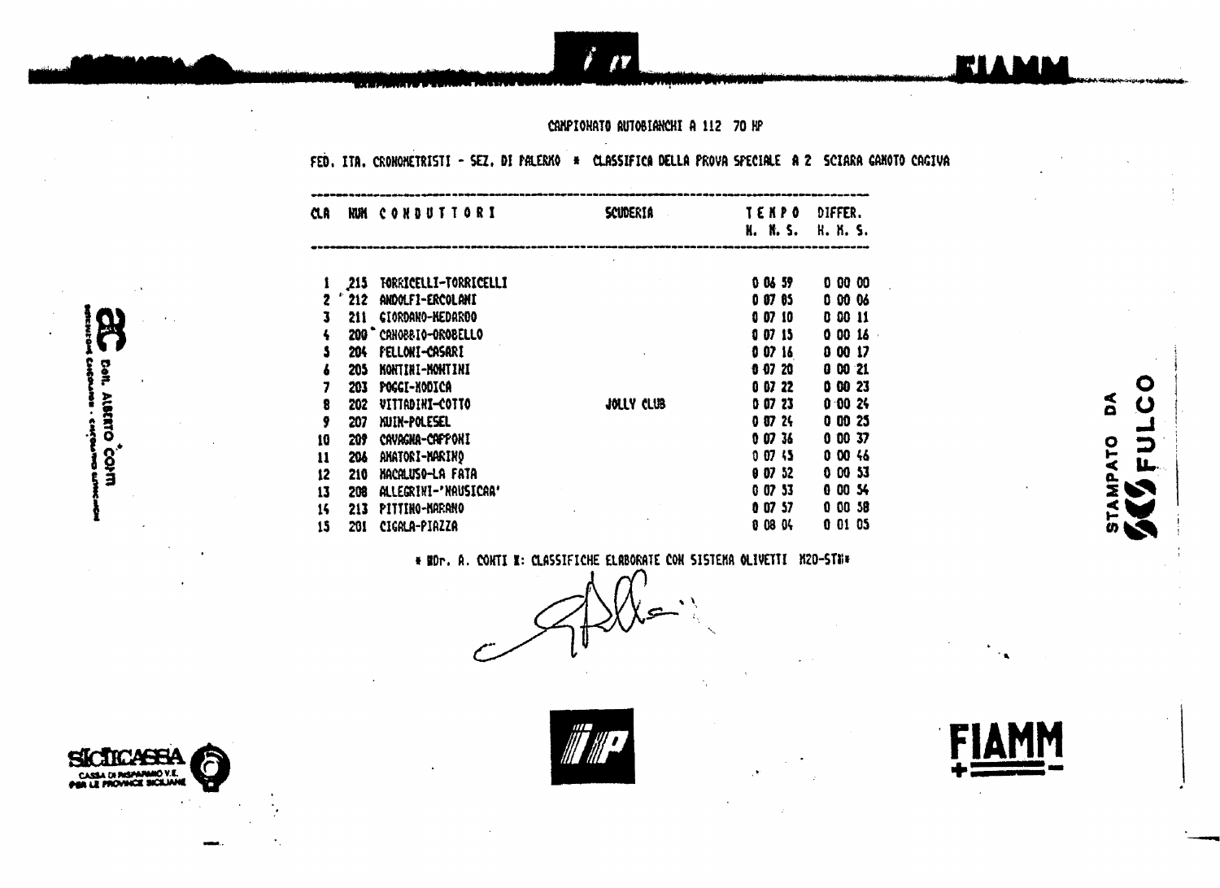CAMPIONATO AUTOBIANCHI A 112 70 HP

FED. ITA. CRONOMETRISTI - SEZ. DI PALERMO * CLASSIFICA DELLA PROVA SPECIALE A 2 SCIARA GANOTO CAGIVA

| CLA | NUM | CONDUTTORI | SCUDERIA | TEMPO H. M. S. | DIFFER. H. M. S. |
|---|---|---|---|---|---|
| 1 | 215 | TORRICELLI-TORRICELLI | | 0 06 59 | 0 00 00 |
| 2 | 212 | ANDOLFI-ERCOLANI | | 0 07 05 | 0 00 06 |
| 3 | 211 | GIORDANO-MEDARDO | | 0 07 10 | 0 00 11 |
| 4 | 200 | CANOBBIO-OROBELLO | | 0 07 15 | 0 00 16 |
| 5 | 204 | PELLONI-CASARI | | 0 07 16 | 0 00 17 |
| 6 | 205 | MONTINI-MONTINI | | 0 07 20 | 0 00 21 |
| 7 | 203 | POGGI-MODICA | | 0 07 22 | 0 00 23 |
| 8 | 202 | VITTADINI-COTTO | JOLLY CLUB | 0 07 23 | 0 00 24 |
| 9 | 207 | MUIN-POLESEL | | 0 07 24 | 0 00 25 |
| 10 | 209 | CAVAGNA-CAPPONI | | 0 07 36 | 0 00 37 |
| 11 | 206 | AMATORI-MARINO | | 0 07 45 | 0 00 46 |
| 12 | 210 | MACALUSO-LA FATA | | 0 07 52 | 0 00 53 |
| 13 | 208 | ALLEGRINI-'NAUSICAA' | | 0 07 53 | 0 00 54 |
| 14 | 213 | PITTINO-MARANO | | 0 07 57 | 0 00 58 |
| 15 | 201 | CIGALA-PIAZZA | | 0 08 04 | 0 01 05 |

* Dr. A. CONTI *: CLASSIFICHE ELABORATE CON SISTEMA OLIVETTI M20-ST*

Dott. ALBERTO CONTI

STAMPATO DA FULCO

SICILCASSA CASSA DI RISPARMIO V.E. PER LE PROVINCE SICILIANE

FIAMM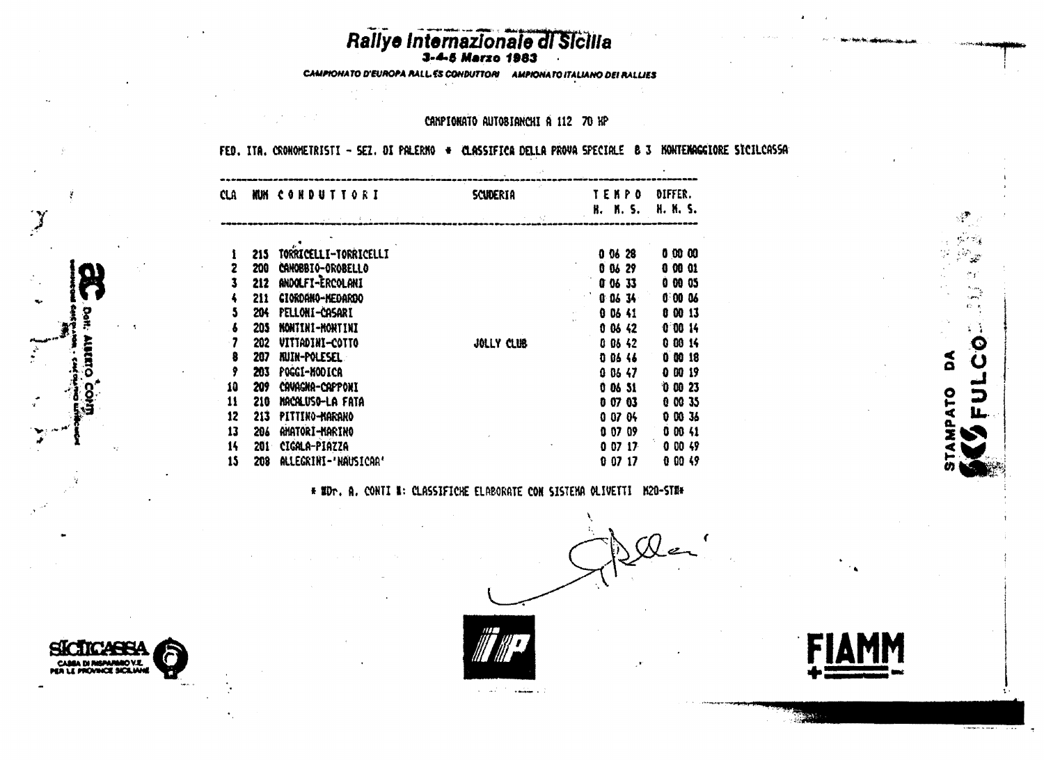# Rallye Internazionale di Sicilia

**3-4-5 Marzo 1983**

*CAMPIONATO D'EUROPA RALLIES CONDUTTORI — CAMPIONATO ITALIANO DEI RALLIES*

CAMPIONATO AUTOBIANCHI A 112 70 HP

FED. ITA. CRONOMETRISTI - SEZ. DI PALERMO * CLASSIFICA DELLA PROVA SPECIALE 8 3 MONTEMAGGIORE SICILCASSA

| CLA | NUM | CONDUTTORI | SCUDERIA | TEMPO H. M. S. | DIFFER. H. M. S. |
|---|---|---|---|---|---|
| 1 | 215 | TORRICELLI-TORRICELLI | | 0 06 28 | 0 00 00 |
| 2 | 200 | CANOBBIO-OROBELLO | | 0 06 29 | 0 00 01 |
| 3 | 212 | ANDOLFI-ERCOLANI | | 0 06 33 | 0 00 05 |
| 4 | 211 | GIORDANO-MEDARDO | | 0 06 34 | 0 00 06 |
| 5 | 204 | PELLONI-CASARI | | 0 06 41 | 0 00 13 |
| 6 | 205 | MONTINI-MONTINI | | 0 06 42 | 0 00 14 |
| 7 | 202 | VITTADINI-COTTO | JOLLY CLUB | 0 06 42 | 0 00 14 |
| 8 | 207 | MUIN-POLESEL | | 0 06 46 | 0 00 18 |
| 9 | 203 | POGGI-MODICA | | 0 06 47 | 0 00 19 |
| 10 | 209 | CAVAGNA-CAPPONI | | 0 06 51 | 0 00 23 |
| 11 | 210 | MACALUSO-LA FATA | | 0 07 03 | 0 00 35 |
| 12 | 213 | PITTINO-MARANO | | 0 07 04 | 0 00 36 |
| 13 | 206 | AMATORI-MARINO | | 0 07 09 | 0 00 41 |
| 14 | 201 | CIGALA-PIAZZA | | 0 07 17 | 0 00 49 |
| 15 | 208 | ALLEGRINI-'NAUSICAA' | | 0 07 17 | 0 00 49 |

* Dr. A. CONTI : CLASSIFICHE ELABORATE CON SISTEMA OLIVETTI M20-ST *

Dott. ALBERTO CONTI

STAMPATO DA FULCO

SICILCASSA — CASSA DI RISPARMIO V.E. PER LE PROVINCE SICILIANE

IP

FIAMM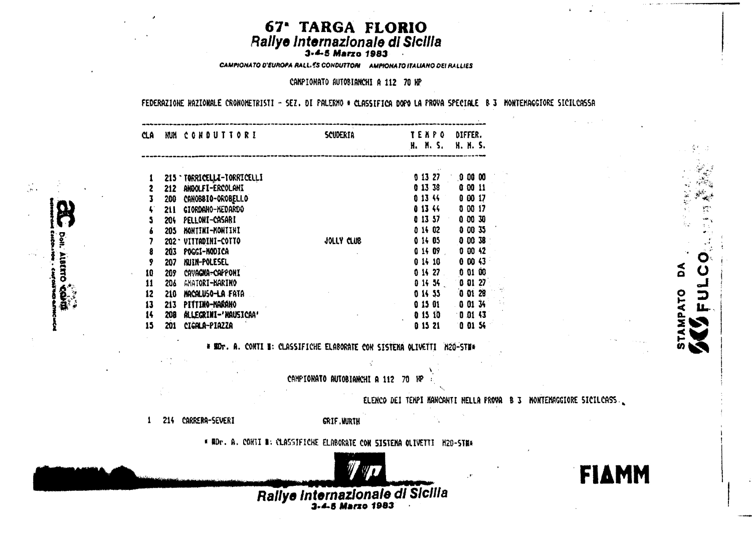# 67ª TARGA FLORIO

## *Rallye Internazionale di Sicilia*

**3-4-5 Marzo 1983**

*CAMPIONATO D'EUROPA RALLIES CONDUTTORI AMPIONATO ITALIANO DEI RALLIES*

CAMPIONATO AUTOBIANCHI A 112 70 HP

FEDERAZIONE NAZIONALE CRONOMETRISTI - SEZ. DI PALERMO * CLASSIFICA DOPO LA PROVA SPECIALE B 3 MONTEMAGGIORE SICILCASSA

| CLA | NUM | CONDUTTORI | SCUDERIA | TEMPO H. M. S. | DIFFER. H. M. S. |
|---|---|---|---|---|---|
| 1 | 215 | TORRICELLI-TORRICELLI | | 0 13 27 | 0 00 00 |
| 2 | 212 | ANDOLFI-ERCOLANI | | 0 13 38 | 0 00 11 |
| 3 | 200 | CANOBBIO-OROBELLO | | 0 13 44 | 0 00 17 |
| 4 | 211 | GIORDANO-MEDARDO | | 0 13 44 | 0 00 17 |
| 5 | 204 | PELLONI-CASARI | | 0 13 57 | 0 00 30 |
| 6 | 205 | MONTINI-MONTINI | | 0 14 02 | 0 00 35 |
| 7 | 202 | VITTADINI-COTTO | JOLLY CLUB | 0 14 05 | 0 00 38 |
| 8 | 203 | POGGI-MODICA | | 0 14 09 | 0 00 42 |
| 9 | 207 | MUIN-POLESEL | | 0 14 10 | 0 00 43 |
| 10 | 209 | CAVAGNA-CAPPONI | | 0 14 27 | 0 01 00 |
| 11 | 206 | AMATORI-MARINO | | 0 14 54 | 0 01 27 |
| 12 | 210 | MACALUSO-LA FATA | | 0 14 55 | 0 01 28 |
| 13 | 213 | PITTINO-MARANO | | 0 15 01 | 0 01 34 |
| 14 | 208 | ALLEGRINI-'NAUSICAA' | | 0 15 10 | 0 01 43 |
| 15 | 201 | CIGALA-PIAZZA | | 0 15 21 | 0 01 54 |

* Dr. A. CONTI : CLASSIFICHE ELABORATE CON SISTEMA OLIVETTI M20-ST*

CAMPIONATO AUTOBIANCHI A 112 70 HP

ELENCO DEI TEMPI MANCANTI NELLA PROVA B 3 MONTEMAGGIORE SICILCASS.

1 214 CARRERA-SEVERI GRIF.WURTH

* Dr. A. CONTI : CLASSIFICHE ELABORATE CON SISTEMA OLIVETTI M20-ST*

Dott. ALBERTO CONTI

STAMPATO DA FULCO

*Rallye Internazionale di Sicilia*

**3-4-5 Marzo 1983**

FIAMM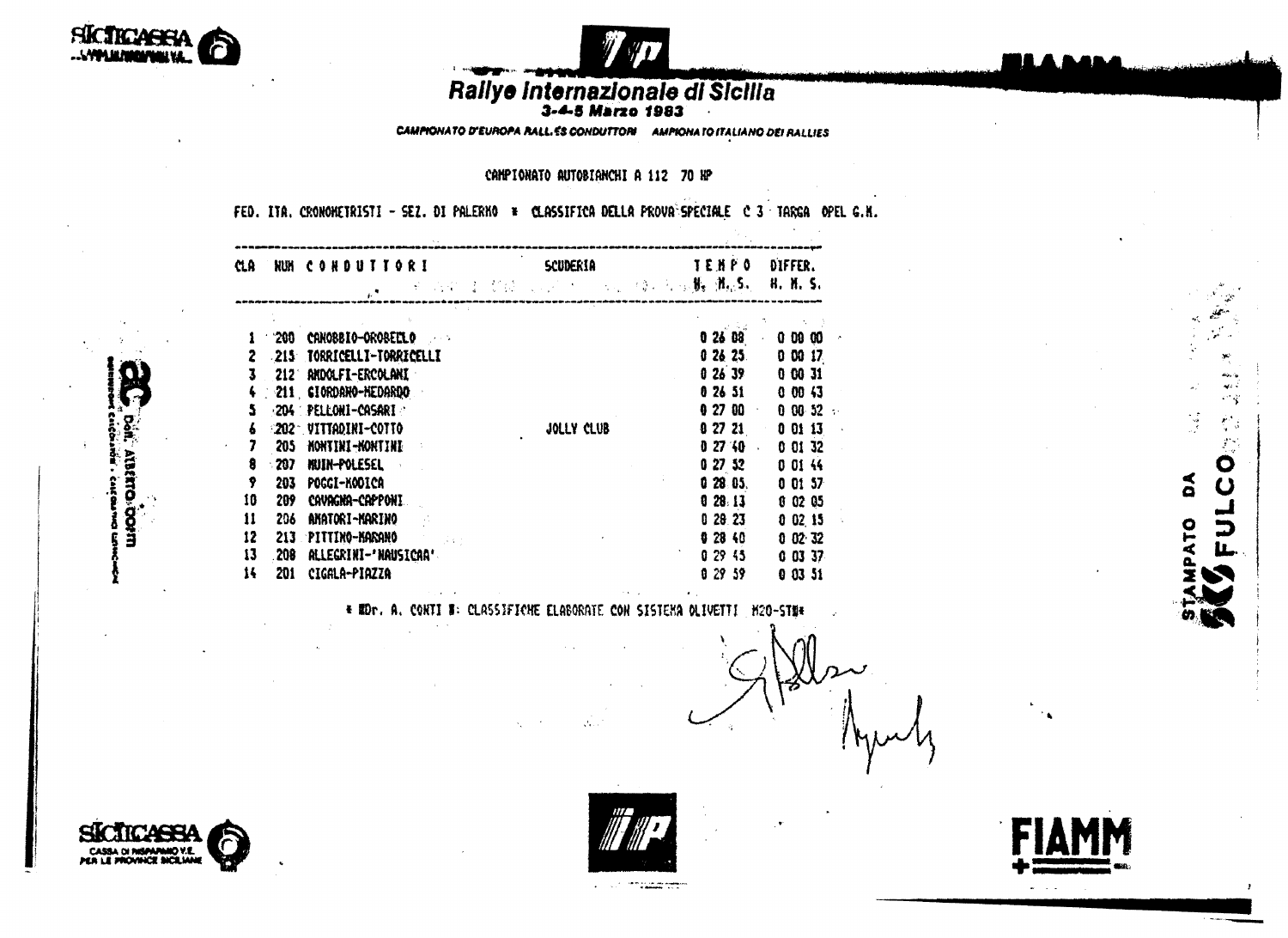# Rallye Internazionale di Sicilia

**3-4-5 Marzo 1983**

*CAMPIONATO D'EUROPA RALLIES CONDUTTORI  CAMPIONATO ITALIANO DEI RALLIES*

CAMPIONATO AUTOBIANCHI A 112 70 HP

FED. ITA. CRONOMETRISTI - SEZ. DI PALERMO * CLASSIFICA DELLA PROVA SPECIALE C 3 TARGA OPEL G.M.

| CLA | NUM | CONDUTTORI | SCUDERIA | TEMPO H. M. S. | DIFFER. H. M. S. |
|---|---|---|---|---|---|
| 1 | 200 | CANOBBIO-OROBELLO | | 0 26 08 | 0 00 00 |
| 2 | 215 | TORRICELLI-TORRICELLI | | 0 26 25 | 0 00 17 |
| 3 | 212 | ANDOLFI-ERCOLANI | | 0 26 39 | 0 00 31 |
| 4 | 211 | GIORDANO-MEDARDO | | 0 26 51 | 0 00 43 |
| 5 | 204 | PELLONI-CASARI | | 0 27 00 | 0 00 52 |
| 6 | 202 | VITTADINI-COTTO | JOLLY CLUB | 0 27 21 | 0 01 13 |
| 7 | 205 | MONTINI-MONTINI | | 0 27 40 | 0 01 32 |
| 8 | 207 | MUIN-POLESEL | | 0 27 52 | 0 01 44 |
| 9 | 203 | POGGI-MODICA | | 0 28 05 | 0 01 57 |
| 10 | 209 | CAVAGNA-CAPPONI | | 0 28 13 | 0 02 05 |
| 11 | 206 | AMATORI-MARINO | | 0 28 23 | 0 02 15 |
| 12 | 213 | PITTINO-MARANO | | 0 28 40 | 0 02 32 |
| 13 | 208 | ALLEGRINI-'NAUSICAA' | | 0 29 45 | 0 03 37 |
| 14 | 201 | CIGALA-PIAZZA | | 0 29 59 | 0 03 51 |

* Dr. A. CONTI *: CLASSIFICHE ELABORATE CON SISTEMA OLIVETTI M20-ST*

STAMPATO DA FULCO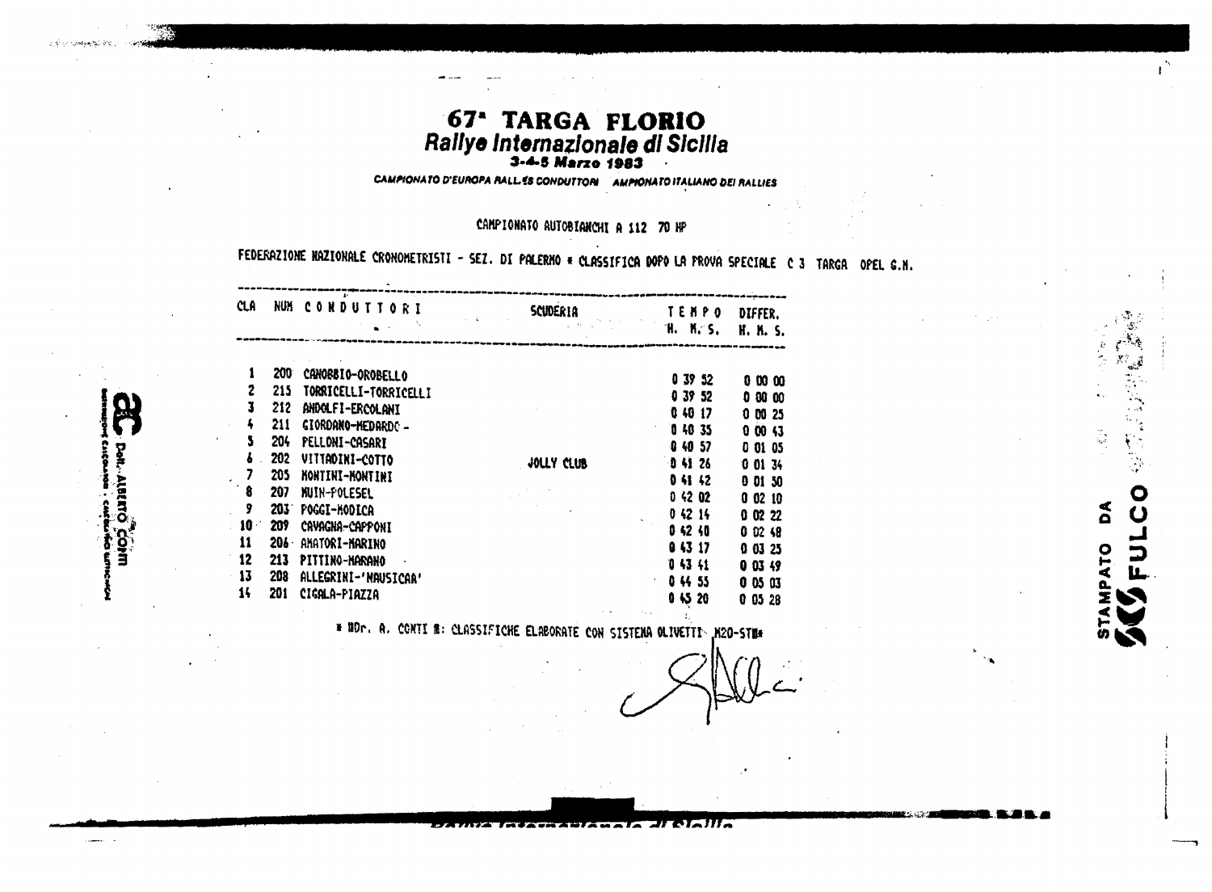# 67ª TARGA FLORIO

## Rallye Internazionale di Sicilia

**3-4-5 Marzo 1983**

*CAMPIONATO D'EUROPA RALLIES CONDUTTORI    CAMPIONATO ITALIANO DEI RALLIES*

CAMPIONATO AUTOBIANCHI A 112 70 HP

FEDERAZIONE NAZIONALE CRONOMETRISTI - SEZ. DI PALERMO * CLASSIFICA DOPO LA PROVA SPECIALE C 3 TARGA OPEL G.M.

| CLA | NUM | CONDUTTORI | SCUDERIA | TEMPO H. M. S. | DIFFER. H. M. S. |
|---|---|---|---|---|---|
| 1 | 200 | CANOBBIO-OROBELLO | | 0 39 52 | 0 00 00 |
| 2 | 215 | TORRICELLI-TORRICELLI | | 0 39 52 | 0 00 00 |
| 3 | 212 | ANDOLFI-ERCOLANI | | 0 40 17 | 0 00 25 |
| 4 | 211 | GIORDANO-MEDARDO | | 0 40 35 | 0 00 43 |
| 5 | 204 | PELLONI-CASARI | | 0 40 57 | 0 01 05 |
| 6 | 202 | VITTADINI-COTTO | JOLLY CLUB | 0 41 26 | 0 01 34 |
| 7 | 205 | MONTINI-MONTINI | | 0 41 42 | 0 01 50 |
| 8 | 207 | MUIN-POLESEL | | 0 42 02 | 0 02 10 |
| 9 | 203 | POGGI-MODICA | | 0 42 14 | 0 02 22 |
| 10 | 209 | CAVAGNA-CAPPONI | | 0 42 40 | 0 02 48 |
| 11 | 206 | AMATORI-MARINO | | 0 43 17 | 0 03 25 |
| 12 | 213 | PITTINO-MARANO | | 0 43 41 | 0 03 49 |
| 13 | 208 | ALLEGRINI-'NAUSICAA' | | 0 44 55 | 0 05 03 |
| 14 | 201 | CIGALA-PIAZZA | | 0 45 20 | 0 05 28 |

* Dr. A. CONTI : CLASSIFICHE ELABORATE CON SISTEMA OLIVETTI M20-ST *

Dott. ALBERTO CONTI

STAMPATO DA FULCO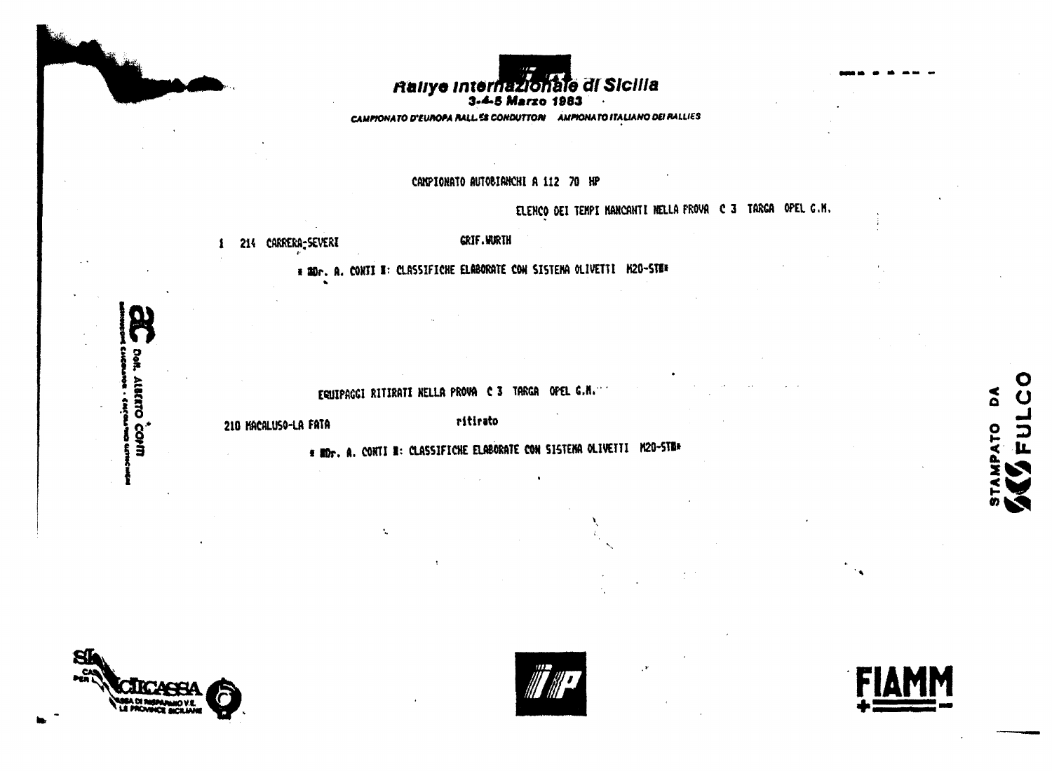**Rallye Internazionale di Sicilia**

**3-4-5 Marzo 1983**

*CAMPIONATO D'EUROPA RALLIES CONDUTTORI   CAMPIONATO ITALIANO DEI RALLIES*

CAMPIONATO AUTOBIANCHI A 112 70 HP

ELENCO DEI TEMPI MANCANTI NELLA PROVA C 3 TARGA OPEL G.M.

1 214 CARRERA-SEVERI GRIF.WURTH

* Dr. A. CONTI : CLASSIFICHE ELABORATE CON SISTEMA OLIVETTI M20-ST *

EQUIPAGGI RITIRATI NELLA PROVA C 3 TARGA OPEL G.M.

210 MACALUSO-LA FATA ritirato

* Dr. A. CONTI : CLASSIFICHE ELABORATE CON SISTEMA OLIVETTI M20-ST *

Dott. ALBERTO CONTI

STAMPATO DA FULCO

SICILCASSA – CASSA DI RISPARMIO V.E. PER LE PROVINCIE SICILIANE

FIAMM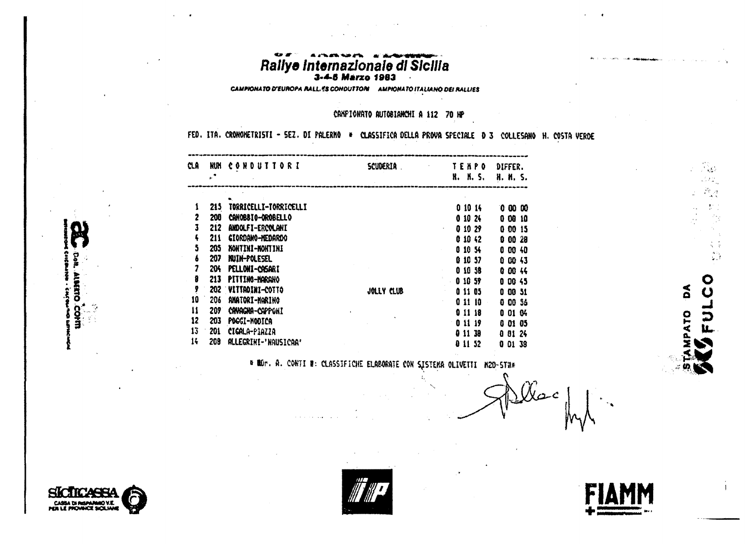# Rallye Internazionale di Sicilia

**3-4-5 Marzo 1983**

*CAMPIONATO D'EUROPA RALLIES CONDUTTORI AMPIONATO ITALIANO DEI RALLIES*

CAMPIONATO AUTOBIANCHI A 112 70 HP

FED. ITA. CRONOMETRISTI - SEZ. DI PALERMO * CLASSIFICA DELLA PROVA SPECIALE D 3 COLLESANO H. COSTA VERDE

| CLA | NUM | CONDUTTORI | SCUDERIA | TEMPO H. M. S. | DIFFER. H. M. S. |
|---|---|---|---|---|---|
| 1 | 215 | TORRICELLI-TORRICELLI | | 0 10 14 | 0 00 00 |
| 2 | 200 | CANOBBIO-OROBELLO | | 0 10 24 | 0 00 10 |
| 3 | 212 | ANDOLFI-ERCOLANI | | 0 10 29 | 0 00 15 |
| 4 | 211 | GIORDANO-MEDARDO | | 0 10 42 | 0 00 28 |
| 5 | 205 | MONTINI-MONTINI | | 0 10 54 | 0 00 40 |
| 6 | 207 | MUIN-POLESEL | | 0 10 57 | 0 00 43 |
| 7 | 204 | PELLONI-CASARI | | 0 10 58 | 0 00 44 |
| 8 | 213 | PITTINO-MARANO | | 0 10 59 | 0 00 45 |
| 9 | 202 | VITTADINI-COTTO | JOLLY CLUB | 0 11 05 | 0 00 51 |
| 10 | 206 | AMATORI-MARINO | | 0 11 10 | 0 00 56 |
| 11 | 209 | CAVAGNA-CAPPONI | | 0 11 18 | 0 01 04 |
| 12 | 203 | POGGI-MODICA | | 0 11 19 | 0 01 05 |
| 13 | 201 | CIGALA-PIAZZA | | 0 11 38 | 0 01 24 |
| 14 | 208 | ALLEGRINI-'NAUSICAA' | | 0 11 52 | 0 01 38 |

* Dr. A. CONTI *: CLASSIFICHE ELABORATE CON SISTEMA OLIVETTI M20-ST*

Dott. ALBERTO CONTI

STAMPATO DA FULCO

SICILCASSA CASSA DI RISPARMIO V.E. PER LE PROVINCE SICILIANE

IP

FIAMM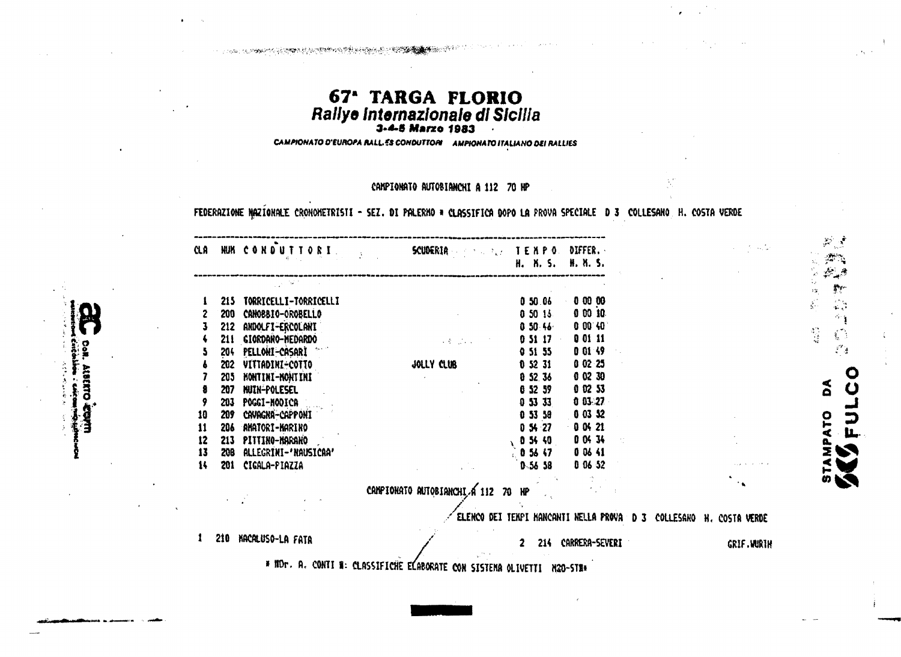# 67ª TARGA FLORIO

## *Rallye Internazionale di Sicilia*

**3-4-5 Marzo 1983**

*CAMPIONATO D'EUROPA RALL.ES CONDUTTORI AMPIONATO ITALIANO DEI RALLIES*

CAMPIONATO AUTOBIANCHI A 112 70 HP

FEDERAZIONE NAZIONALE CRONOMETRISTI - SEZ. DI PALERMO * CLASSIFICA DOPO LA PROVA SPECIALE D 3 COLLESANO H. COSTA VERDE

| CLA | NUM | CONDUTTORI | SCUDERIA | TEMPO H. M. S. | DIFFER. H. M. S. |
|---|---|---|---|---|---|
| 1 | 215 | TORRICELLI-TORRICELLI | | 0 50 06 | 0 00 00 |
| 2 | 200 | CANOBBIO-OROBELLO | | 0 50 16 | 0 00 10 |
| 3 | 212 | ANDOLFI-ERCOLANI | | 0 50 46 | 0 00 40 |
| 4 | 211 | GIORDANO-MEDARDO | | 0 51 17 | 0 01 11 |
| 5 | 204 | PELLONI-CASARI | | 0 51 55 | 0 01 49 |
| 6 | 202 | VITTADINI-COTTO | JOLLY CLUB | 0 52 31 | 0 02 25 |
| 7 | 205 | MONTINI-MONTINI | | 0 52 36 | 0 02 30 |
| 8 | 207 | MUIN-POLESEL | | 0 52 59 | 0 02 53 |
| 9 | 203 | POGGI-MODICA | | 0 53 33 | 0 03 27 |
| 10 | 209 | CAVAGNA-CAPPONI | | 0 53 38 | 0 03 32 |
| 11 | 206 | AMATORI-MARINO | | 0 54 27 | 0 04 21 |
| 12 | 213 | PITTINO-MARANO | | 0 54 40 | 0 04 34 |
| 13 | 208 | ALLEGRINI-'NAUSICAA' | | 0 56 47 | 0 06 41 |
| 14 | 201 | CIGALA-PIAZZA | | 0 56 58 | 0 06 52 |

CAMPIONATO AUTOBIANCHI A 112 70 HP

ELENCO DEI TEMPI MANCANTI NELLA PROVA D 3 COLLESANO H. COSTA VERDE

1 210 MACALUSO-LA FATA

2 214 CARRERA-SEVERI GRIF.WURTH

* IIDr. A. CONTI I: CLASSIFICHE ELABORATE CON SISTEMA OLIVETTI M20-STI*

STAMPATO DA FULCO

Dott. ALBERTO CONTI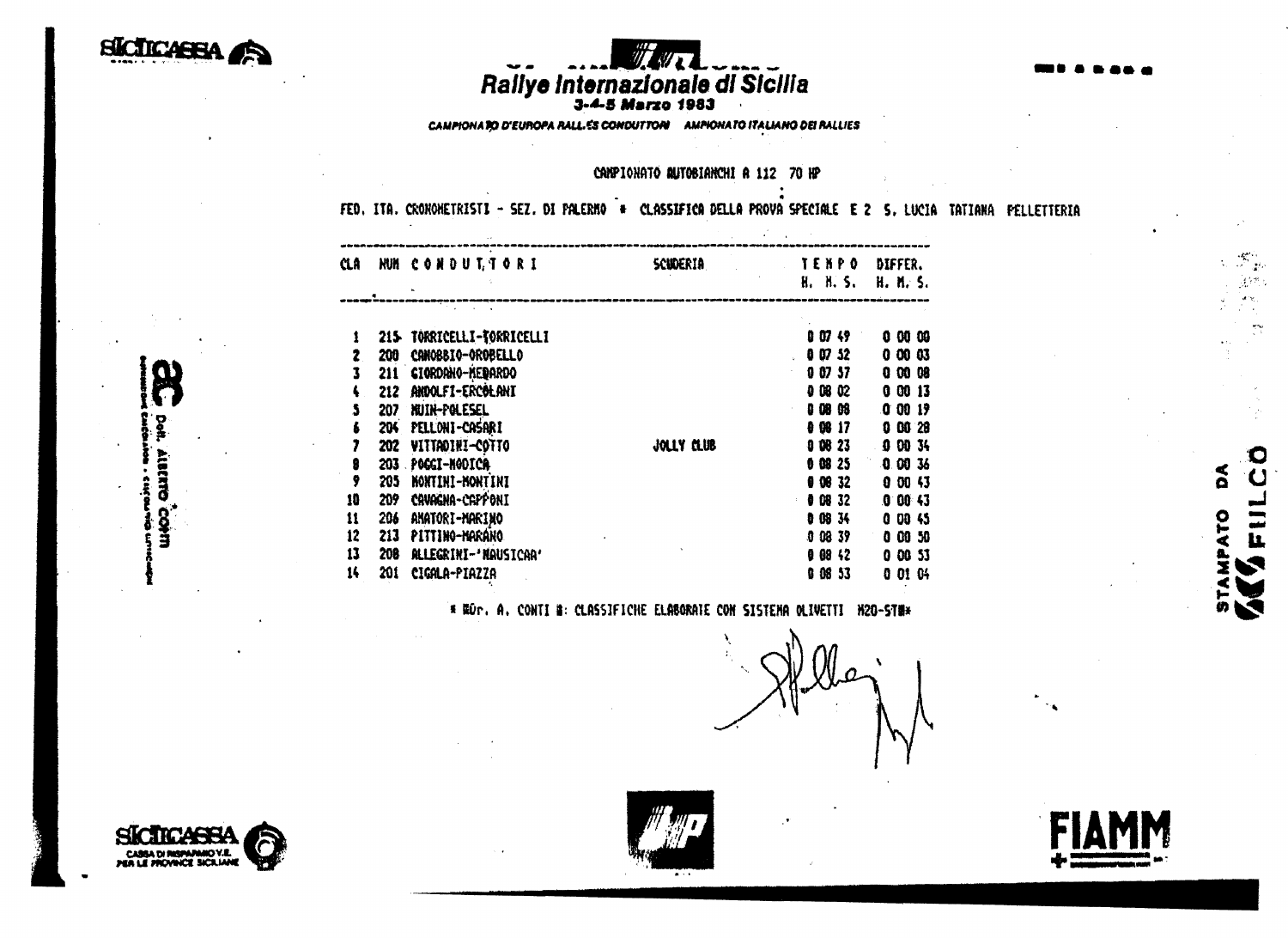SICILCASSA

# Rallye Internazionale di Sicilia

**3-4-5 Marzo 1983**

*CAMPIONATO D'EUROPA RALLIES CONDUTTORI AMPIONATO ITALIANO DEI RALLIES*

CAMPIONATO AUTOBIANCHI A 112 70 HP

FED. ITA. CRONOMETRISTI - SEZ. DI PALERMO * CLASSIFICA DELLA PROVA SPECIALE E 2 S. LUCIA TATIANA PELLETTERIA

| CLA | NUM | CONDUTTORI | SCUDERIA | TEMPO H. M. S. | DIFFER. H. M. S. |
|---|---|---|---|---|---|
| 1 | 215 | TORRICELLI-TORRICELLI | | 0 07 49 | 0 00 00 |
| 2 | 200 | CANOBBIO-OROBELLO | | 0 07 52 | 0 00 03 |
| 3 | 211 | GIORDANO-MEDARDO | | 0 07 57 | 0 00 08 |
| 4 | 212 | ANDOLFI-ERCOLANI | | 0 08 02 | 0 00 13 |
| 5 | 207 | MUIN-POLESEL | | 0 08 08 | 0 00 19 |
| 6 | 204 | PELLONI-CASARI | | 0 08 17 | 0 00 28 |
| 7 | 202 | VITTADINI-COTTO | JOLLY CLUB | 0 08 23 | 0 00 34 |
| 8 | 203 | POGGI-MODICA | | 0 08 25 | 0 00 36 |
| 9 | 205 | MONTINI-MONTINI | | 0 08 32 | 0 00 43 |
| 10 | 209 | CAVAGNA-CAPPONI | | 0 08 32 | 0 00 43 |
| 11 | 206 | AMATORI-MARINO | | 0 08 34 | 0 00 45 |
| 12 | 213 | PITTINO-MARANO | | 0 08 39 | 0 00 50 |
| 13 | 208 | ALLEGRINI-'NAUSICAA' | | 0 08 42 | 0 00 53 |
| 14 | 201 | CIGALA-PIAZZA | | 0 08 53 | 0 01 04 |

* DOr. A. CONTI *: CLASSIFICHE ELABORATE CON SISTEMA OLIVETTI M20-ST*

Dott. ALBERTO CONTI

STAMPATO DA FILCO

SICILCASSA CASSA DI RISPARMIO V.E. PER LE PROVINCE SICILIANE

FIAMM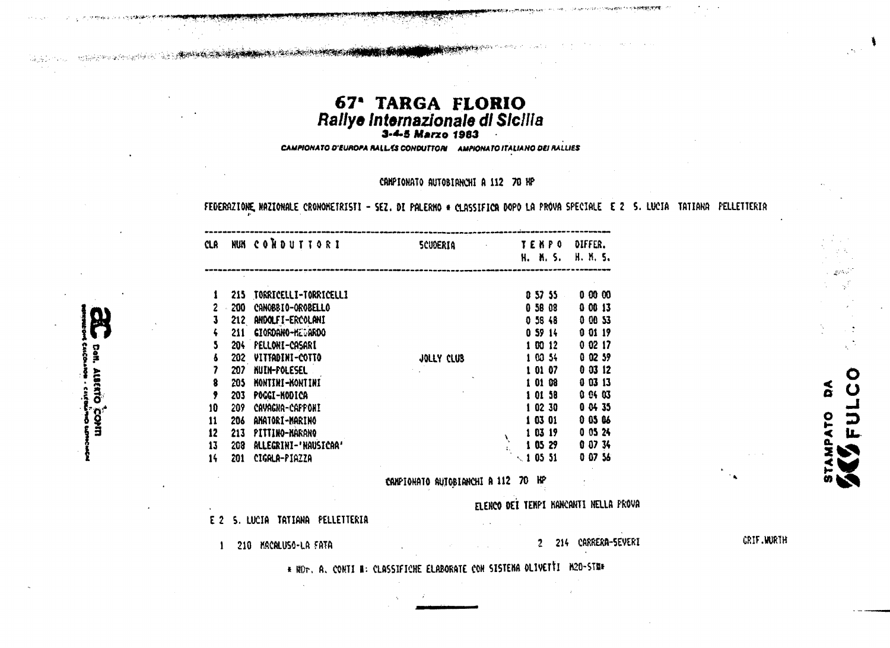# 67ª TARGA FLORIO

## *Rallye Internazionale di Sicilia*

***3-4-5 Marzo 1983***

*CAMPIONATO D'EUROPA RALLIES CONDUTTORI AMPIONATO ITALIANO DEI RALLIES*

CAMPIONATO AUTOBIANCHI A 112 70 HP

FEDERAZIONE NAZIONALE CRONOMETRISTI - SEZ. DI PALERMO * CLASSIFICA DOPO LA PROVA SPECIALE E 2 S. LUCIA TATIANA PELLETTERIA

| CLA | NUM | CONDUTTORI | SCUDERIA | TEMPO H. M. S. | DIFFER. H. M. S. |
|---|---|---|---|---|---|
| 1 | 215 | TORRICELLI-TORRICELLI | | 0 57 55 | 0 00 00 |
| 2 | 200 | CANOBBIO-OROBELLO | | 0 58 08 | 0 00 13 |
| 3 | 212 | ANDOLFI-ERCOLANI | | 0 58 48 | 0 00 53 |
| 4 | 211 | GIORDANO-MEZARDO | | 0 59 14 | 0 01 19 |
| 5 | 204 | PELLONI-CASARI | | 1 00 12 | 0 02 17 |
| 6 | 202 | VITTADINI-COTTO | JOLLY CLUB | 1 00 54 | 0 02 59 |
| 7 | 207 | MUIN-POLESEL | | 1 01 07 | 0 03 12 |
| 8 | 205 | MONTINI-MONTINI | | 1 01 08 | 0 03 13 |
| 9 | 203 | POGGI-MODICA | | 1 01 58 | 0 04 03 |
| 10 | 209 | CAVAGNA-CAPPONI | | 1 02 30 | 0 04 35 |
| 11 | 206 | AMATORI-MARINO | | 1 03 01 | 0 05 06 |
| 12 | 213 | PITTINO-MARANO | | 1 03 19 | 0 05 24 |
| 13 | 208 | ALLEGRINI-'NAUSICAA' | | 1 05 29 | 0 07 34 |
| 14 | 201 | CIGALA-PIAZZA | | 1 05 51 | 0 07 56 |

CAMPIONATO AUTOBIANCHI A 112 70 HP

ELENCO DEI TEMPI MANCANTI NELLA PROVA

E 2 S. LUCIA TATIANA PELLETTERIA

1 210 MACALUSO-LA FATA 2 214 CARRERA-SEVERI GRIF.WURTH

* ROT. A. CONTI : CLASSIFICHE ELABORATE CON SISTEMA OLIVETTI M20-ST *

Dott. ALBERTO CONTI

STAMPATO DA FULCO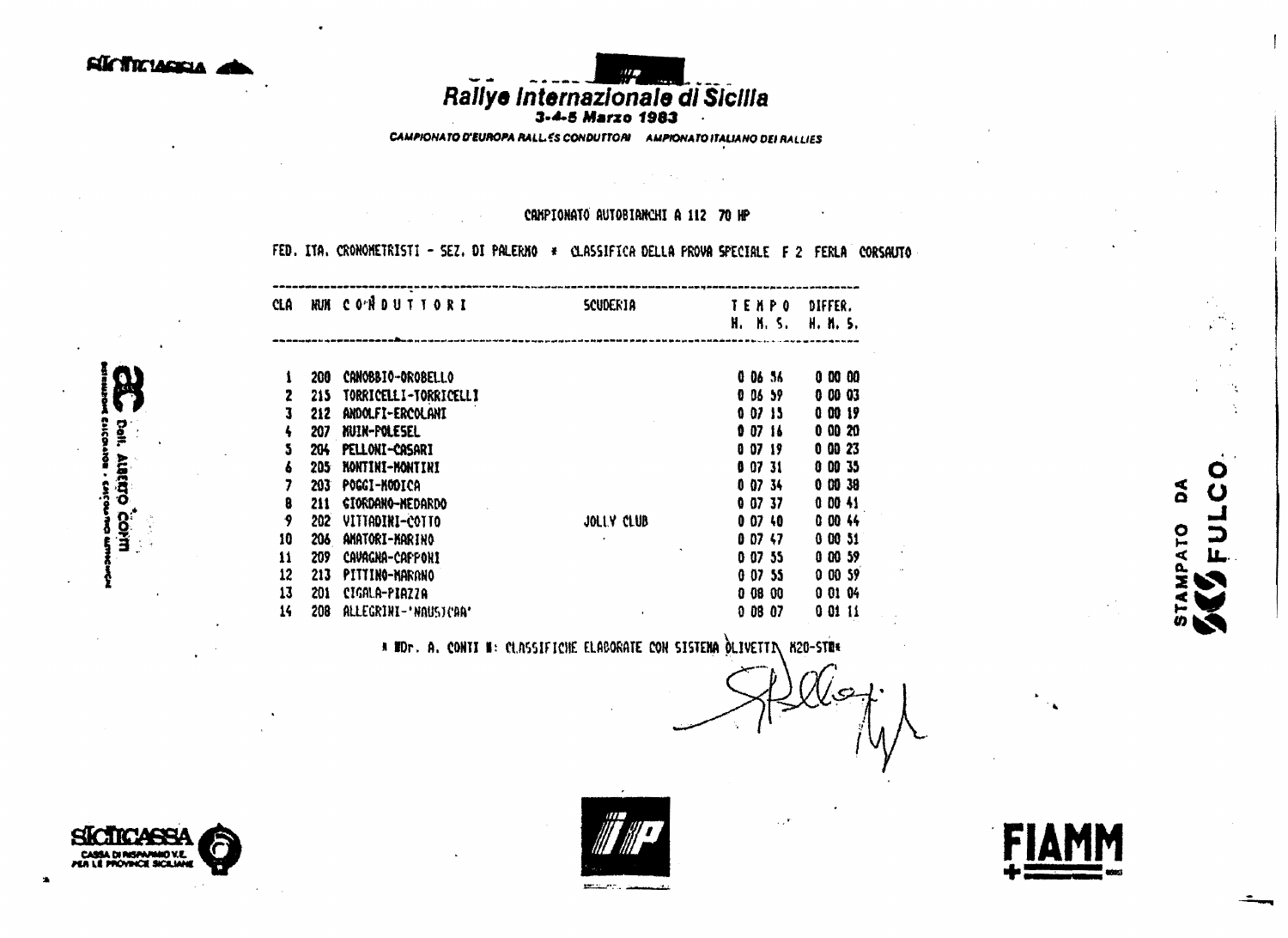# Rallye Internazionale di Sicilia

**3-4-5 Marzo 1983**

*CAMPIONATO D'EUROPA RALLIES CONDUTTORI AMPIONATO ITALIANO DEI RALLIES*

CAMPIONATO AUTOBIANCHI A 112 70 HP

FED. ITA. CRONOMETRISTI - SEZ. DI PALERMO * CLASSIFICA DELLA PROVA SPECIALE F 2 FERLA CORSAUTO

| CLA | NUM | CONDUTTORI | SCUDERIA | TEMPO H. M. S. | DIFFER. H. M. S. |
|---|---|---|---|---|---|
| 1 | 200 | CANOBBIO-OROBELLO | | 0 06 56 | 0 00 00 |
| 2 | 215 | TORRICELLI-TORRICELLI | | 0 06 59 | 0 00 03 |
| 3 | 212 | ANDOLFI-ERCOLANI | | 0 07 15 | 0 00 19 |
| 4 | 207 | MUIN-POLESEL | | 0 07 16 | 0 00 20 |
| 5 | 204 | PELLONI-CASARI | | 0 07 19 | 0 00 23 |
| 6 | 205 | MONTINI-MONTINI | | 0 07 31 | 0 00 35 |
| 7 | 203 | POGGI-MODICA | | 0 07 34 | 0 00 38 |
| 8 | 211 | GIORDANO-MEDARDO | | 0 07 37 | 0 00 41 |
| 9 | 202 | VITTADINI-COTTO | JOLLY CLUB | 0 07 40 | 0 00 44 |
| 10 | 206 | AMATORI-MARINO | | 0 07 47 | 0 00 51 |
| 11 | 209 | CAVAGNA-CAPPONI | | 0 07 55 | 0 00 59 |
| 12 | 213 | PITTINO-MARANO | | 0 07 55 | 0 00 59 |
| 13 | 201 | CIGALA-PIAZZA | | 0 08 00 | 0 01 04 |
| 14 | 208 | ALLEGRINI-'NAUSICAA' | | 0 08 07 | 0 01 11 |

* Dr. A. CONTI : CLASSIFICHE ELABORATE CON SISTEMA OLIVETTI M20-ST*

Dott. ALBERTO CONTI

STAMPATO DA FULCO

SICILCASSA CASSA DI RISPARMIO V.E. PER LE PROVINCE SICILIANE

IP

FIAMM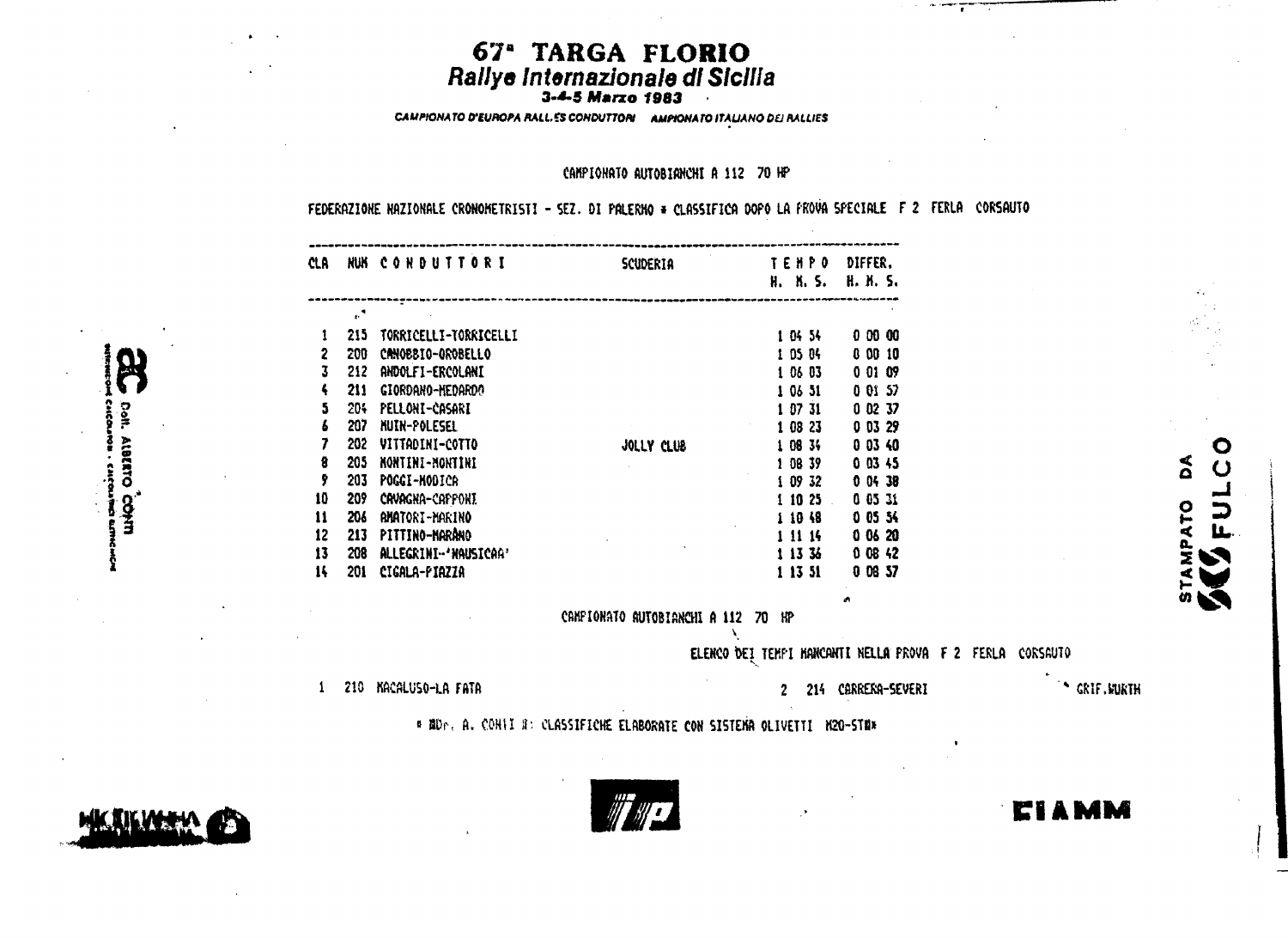# 67ª TARGA FLORIO

## Rallye Internazionale di Sicilia

**3-4-5 Marzo 1983**

*CAMPIONATO D'EUROPA RALLIES CONDUTTORI   CAMPIONATO ITALIANO DEI RALLIES*

CAMPIONATO AUTOBIANCHI A 112 70 HP

FEDERAZIONE NAZIONALE CRONOMETRISTI - SEZ. DI PALERMO * CLASSIFICA DOPO LA PROVA SPECIALE F 2 FERLA CORSAUTO

| CLA | NUM | CONDUTTORI | SCUDERIA | TEMPO H. M. S. | DIFFER. H. M. S. |
|---|---|---|---|---|---|
| 1 | 215 | TORRICELLI-TORRICELLI | | 1 04 54 | 0 00 00 |
| 2 | 200 | CANOBBIO-OROBELLO | | 1 05 04 | 0 00 10 |
| 3 | 212 | ANDOLFI-ERCOLANI | | 1 06 03 | 0 01 09 |
| 4 | 211 | GIORDANO-MEDARDO | | 1 06 51 | 0 01 57 |
| 5 | 204 | PELLONI-CASARI | | 1 07 31 | 0 02 37 |
| 6 | 207 | MUIN-POLESEL | | 1 08 23 | 0 03 29 |
| 7 | 202 | VITTADINI-COTTO | JOLLY CLUB | 1 08 34 | 0 03 40 |
| 8 | 205 | MONTINI-MONTINI | | 1 08 39 | 0 03 45 |
| 9 | 203 | POGGI-MODICA | | 1 09 32 | 0 04 38 |
| 10 | 209 | CAVAGNA-CAPPONI | | 1 10 25 | 0 05 31 |
| 11 | 206 | AMATORI-MARINO | | 1 10 48 | 0 05 54 |
| 12 | 213 | PITTINO-MARANO | | 1 11 14 | 0 06 20 |
| 13 | 208 | ALLEGRINI-'NAUSICAA' | | 1 13 36 | 0 08 42 |
| 14 | 201 | CIGALA-PIAZZA | | 1 13 51 | 0 08 57 |

CAMPIONATO AUTOBIANCHI A 112 70 HP

ELENCO DEI TEMPI MANCANTI NELLA PROVA F 2 FERLA CORSAUTO

1 210 MACALUSO-LA FATA    2 214 CARRERA-SEVERI    GRIF.WURTH

* Dr. A. CONTI *: CLASSIFICHE ELABORATE CON SISTEMA OLIVETTI M20-ST*

Dott. ALBERTO CONTI

STAMPATO DA FULCO

FIAMM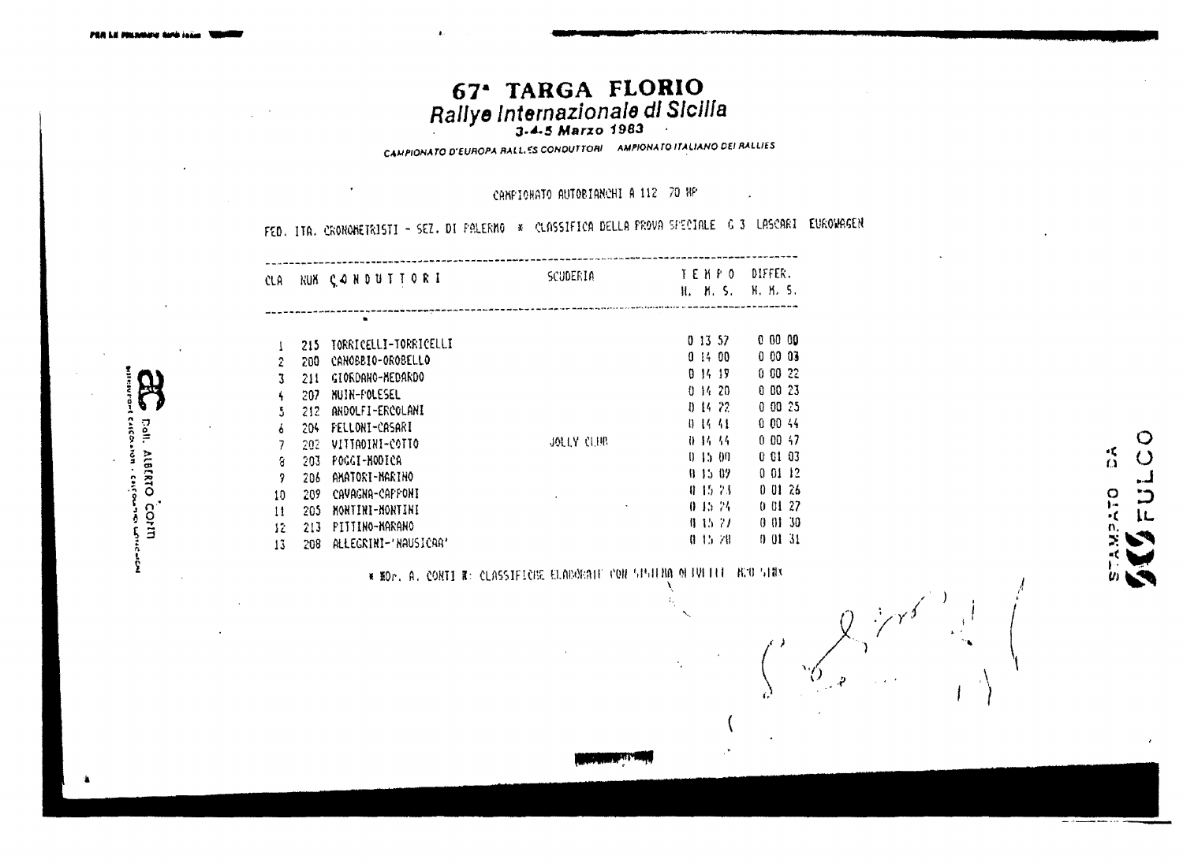# 67ª TARGA FLORIO

## *Rallye Internazionale di Sicilia*

**3-4-5 Marzo 1983**

*CAMPIONATO D'EUROPA RALLIES CONDUTTORI AMPIONATO ITALIANO DEI RALLIES*

CAMPIONATO AUTOBIANCHI A 112 70 HP

FED. ITA. CRONOMETRISTI - SEZ. DI PALERMO * CLASSIFICA DELLA PROVA SPECIALE C 3 LASCARI EUROWAGEN

| CLA | NUM | CONDUTTORI | SCUDERIA | TEMPO H. M. S. | DIFFER. H. M. S. |
|---|---|---|---|---|---|
| 1 | 215 | TORRICELLI-TORRICELLI | | 0 13 57 | 0 00 00 |
| 2 | 200 | CANOBBIO-OROBELLO | | 0 14 00 | 0 00 03 |
| 3 | 211 | GIORDANO-MEDARDO | | 0 14 19 | 0 00 22 |
| 4 | 207 | MUIN-POLESEL | | 0 14 20 | 0 00 23 |
| 5 | 212 | ANDOLFI-ERCOLANI | | 0 14 22 | 0 00 25 |
| 6 | 204 | PELLONI-CASARI | | 0 14 41 | 0 00 44 |
| 7 | 202 | VITTADINI-COTTO | JOLLY CLUB | 0 14 44 | 0 00 47 |
| 8 | 203 | POGGI-MODICA | | 0 15 00 | 0 01 03 |
| 9 | 206 | AMATORI-MARINO | | 0 15 09 | 0 01 12 |
| 10 | 209 | CAVAGNA-CAPPONI | | 0 15 23 | 0 01 26 |
| 11 | 205 | MONTINI-MONTINI | | 0 15 24 | 0 01 27 |
| 12 | 213 | PITTINO-MARANO | | 0 15 27 | 0 01 30 |
| 13 | 208 | ALLEGRINI-'NAUSICAA' | | 0 15 28 | 0 01 31 |

* DOT. A. CONTI *: CLASSIFICHE ELABORATE CON SISTEMA OLIVETTI M20 STAT

Dott. ALBERTO CONTI

STAMPATO DA FULCO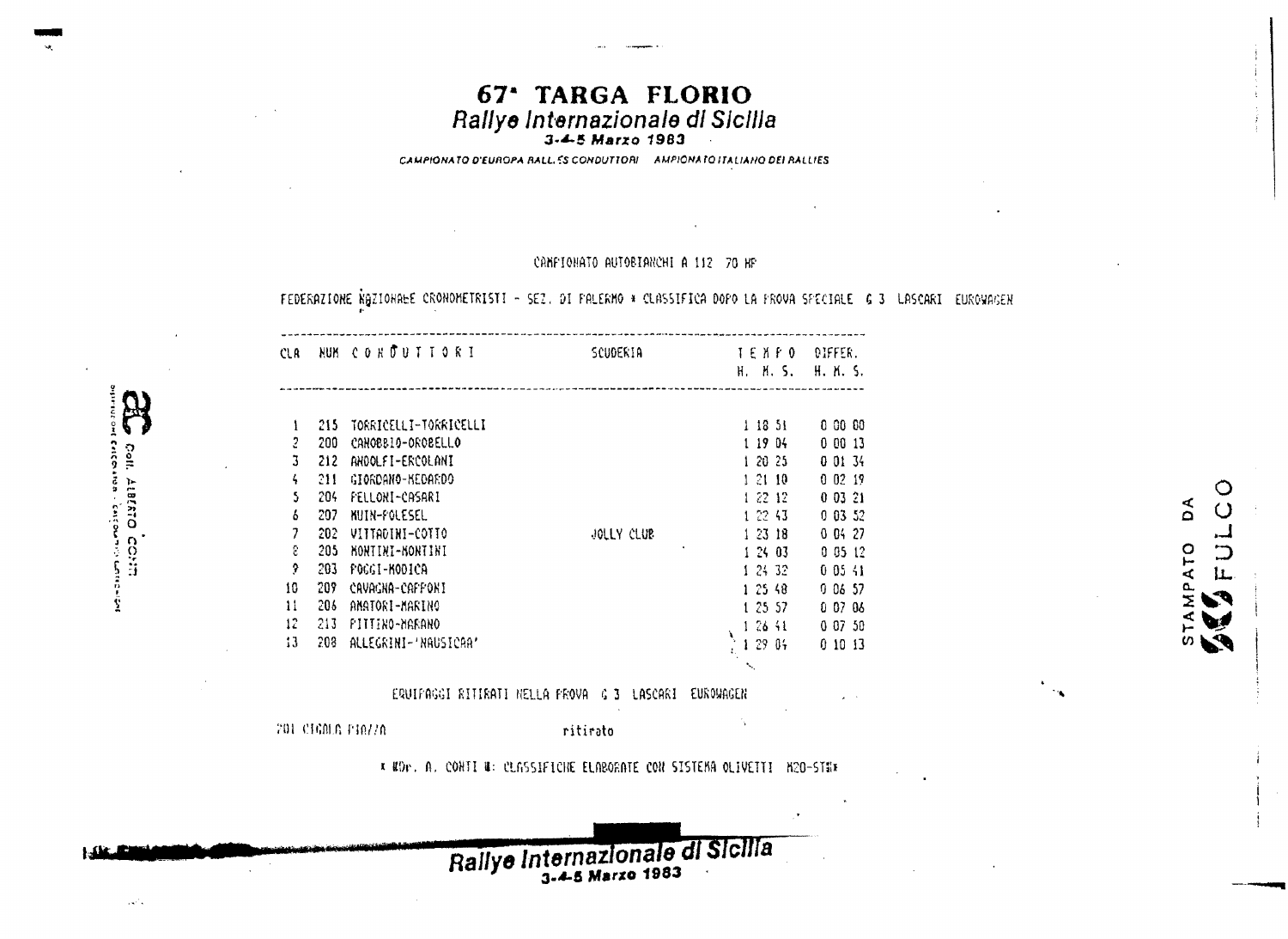# 67ª TARGA FLORIO

## *Rallye Internazionale di Sicilia*

***3-4-5 Marzo 1983***

*CAMPIONATO D'EUROPA RALLIES CONDUTTORI  CAMPIONATO ITALIANO DEI RALLIES*

CAMPIONATO AUTOBIANCHI A 112 70 HP

FEDERAZIONE NAZIONALE CRONOMETRISTI - SEZ. DI PALERMO * CLASSIFICA DOPO LA PROVA SPECIALE G 3 LASCARI EUROWAGEN

| CLA | NUM | CONDUTTORI | SCUDERIA | TEMPO H. M. S. | DIFFER. H. M. S. |
|---|---|---|---|---|---|
| 1 | 215 | TORRICELLI-TORRICELLI | | 1 18 51 | 0 00 00 |
| 2 | 200 | CANOBBIO-OROBELLO | | 1 19 04 | 0 00 13 |
| 3 | 212 | ANDOLFI-ERCOLANI | | 1 20 25 | 0 01 34 |
| 4 | 211 | GIORDANO-MEDARDO | | 1 21 10 | 0 02 19 |
| 5 | 204 | FELLONI-CASARI | | 1 22 12 | 0 03 21 |
| 6 | 207 | MUIN-POLESEL | | 1 22 43 | 0 03 52 |
| 7 | 202 | VITTADINI-COTTO | JOLLY CLUB | 1 23 18 | 0 04 27 |
| 8 | 205 | MONTINI-MONTINI | | 1 24 03 | 0 05 12 |
| 9 | 203 | POGGI-MODICA | | 1 24 32 | 0 05 41 |
| 10 | 209 | CAVAGNA-CAPPONI | | 1 25 48 | 0 06 57 |
| 11 | 206 | AMATORI-MARINO | | 1 25 57 | 0 07 06 |
| 12 | 213 | PITTINO-MARANO | | 1 26 41 | 0 07 50 |
| 13 | 208 | ALLEGRINI-'NAUSICAA' | | 1 29 04 | 0 10 13 |

EQUIPAGGI RITIRATI NELLA PROVA G 3 LASCARI EUROWAGEN

201 CIGALA PIAZZA ritirato

* Dr. A. CONTI : CLASSIFICHE ELABORATE CON SISTEMA OLIVETTI M20-ST *

Coll. ALBERTO CONTI

STAMPATO DA FULCO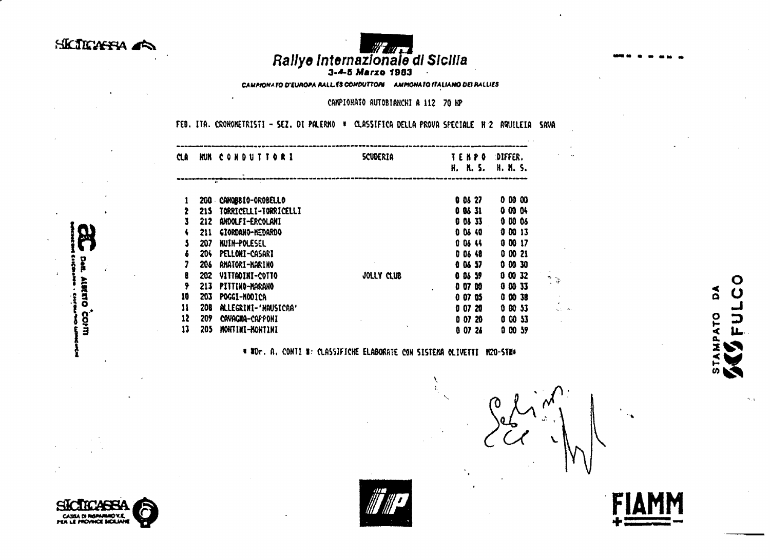# Rallye Internazionale di Sicilia

**3-4-5 Marzo 1983**

*CAMPIONATO D'EUROPA RALLIES CONDUTTORI   CAMPIONATO ITALIANO DEI RALLIES*

CAMPIONATO AUTOBIANCHI A 112 70 HP

FED. ITA. CRONOMETRISTI - SEZ. DI PALERMO * CLASSIFICA DELLA PROVA SPECIALE N 2 AQUILEIA SAVA

| CLA | NUM | CONDUTTORI | SCUDERIA | TEMPO H. M. S. | DIFFER. H. M. S. |
|---|---|---|---|---|---|
| 1 | 200 | CANOBBIO-OROBELLO | | 0 06 27 | 0 00 00 |
| 2 | 215 | TORRICELLI-TORRICELLI | | 0 06 31 | 0 00 04 |
| 3 | 212 | ANDOLFI-ERCOLANI | | 0 06 33 | 0 00 06 |
| 4 | 211 | GIORDANO-MEDARDO | | 0 06 40 | 0 00 13 |
| 5 | 207 | MUIN-POLESEL | | 0 06 44 | 0 00 17 |
| 6 | 204 | PELLONI-CASARI | | 0 06 48 | 0 00 21 |
| 7 | 206 | AMATORI-MARINO | | 0 06 57 | 0 00 30 |
| 8 | 202 | VITTADINI-COTTO | JOLLY CLUB | 0 06 59 | 0 00 32 |
| 9 | 213 | PITTINO-MARANO | | 0 07 00 | 0 00 33 |
| 10 | 203 | POGGI-MODICA | | 0 07 05 | 0 00 38 |
| 11 | 208 | ALLEGRINI-'NAUSICAA' | | 0 07 20 | 0 00 53 |
| 12 | 209 | CAVAGNA-CAPPONI | | 0 07 20 | 0 00 53 |
| 13 | 205 | MONTINI-MONTINI | | 0 07 26 | 0 00 59 |

* *Dr. A. CONTI *: CLASSIFICHE ELABORATE CON SISTEMA OLIVETTI M20-STM*

Dott. ALBERTO CONTI

STAMPATO DA FULCO

SICILCASSA – CASSA DI RISPARMIO V.E. PER LE PROVINCE SICILIANE

FIAMM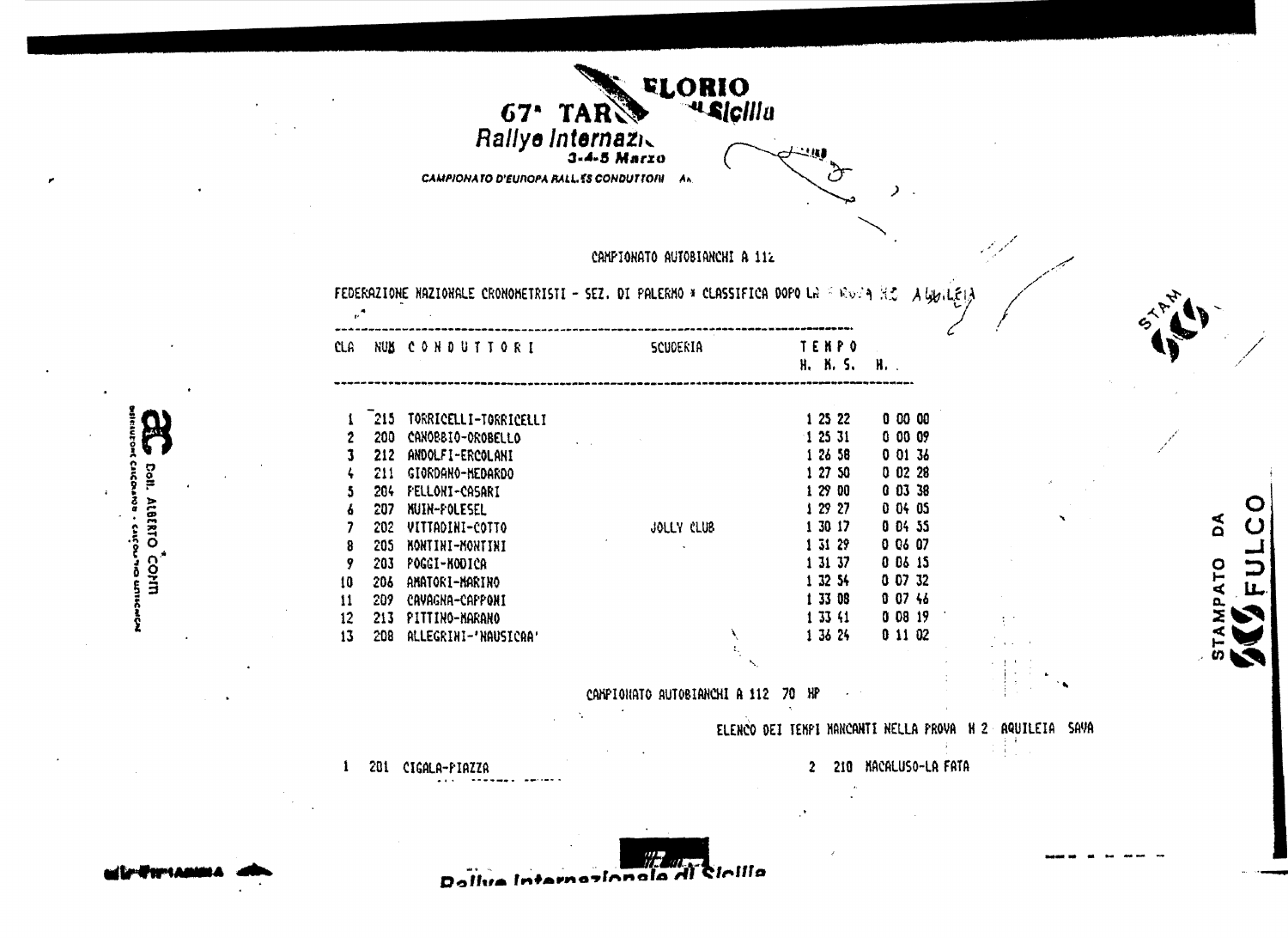**67ª TARGA FLORIO**
**Rallye Internazionale di Sicilia**
**3-4-5 Marzo**

CAMPIONATO D'EUROPA RALLIES CONDUTTORI

CAMPIONATO AUTOBIANCHI A 112

FEDERAZIONE NAZIONALE CRONOMETRISTI - SEZ. DI PALERMO * CLASSIFICA DOPO LA PROVA N2 AQUILEIA

| CLA | NUM | CONDUTTORI | SCUDERIA | TEMPO H. M. S. | H. . |
|---|---|---|---|---|---|
| 1 | 215 | TORRICELLI-TORRICELLI | | 1 25 22 | 0 00 00 |
| 2 | 200 | CANOBBIO-OROBELLO | | 1 25 31 | 0 00 09 |
| 3 | 212 | ANDOLFI-ERCOLANI | | 1 26 58 | 0 01 36 |
| 4 | 211 | GIORDANO-MEDARDO | | 1 27 50 | 0 02 28 |
| 5 | 204 | PELLONI-CASARI | | 1 29 00 | 0 03 38 |
| 6 | 207 | MUIN-POLESEL | | 1 29 27 | 0 04 05 |
| 7 | 202 | VITTADINI-COTTO | JOLLY CLUB | 1 30 17 | 0 04 55 |
| 8 | 205 | MONTINI-MONTINI | | 1 31 29 | 0 06 07 |
| 9 | 203 | POGGI-MODICA | | 1 31 37 | 0 06 15 |
| 10 | 206 | AMATORI-MARINO | | 1 32 54 | 0 07 32 |
| 11 | 209 | CAVAGNA-CAPPONI | | 1 33 08 | 0 07 46 |
| 12 | 213 | PITTINO-MARANO | | 1 33 41 | 0 08 19 |
| 13 | 208 | ALLEGRINI-'NAUSICAA' | | 1 36 24 | 0 11 02 |

CAMPIONATO AUTOBIANCHI A 112 70 HP

ELENCO DEI TEMPI MANCANTI NELLA PROVA N 2 AQUILEIA SAVA

| | | |
|---|---|---|
| 1 | 201 | CIGALA-PIAZZA |
| 2 | 210 | MACALUSO-LA FATA |

Dott. ALBERTO CONTI

STAMPATO DA FULCO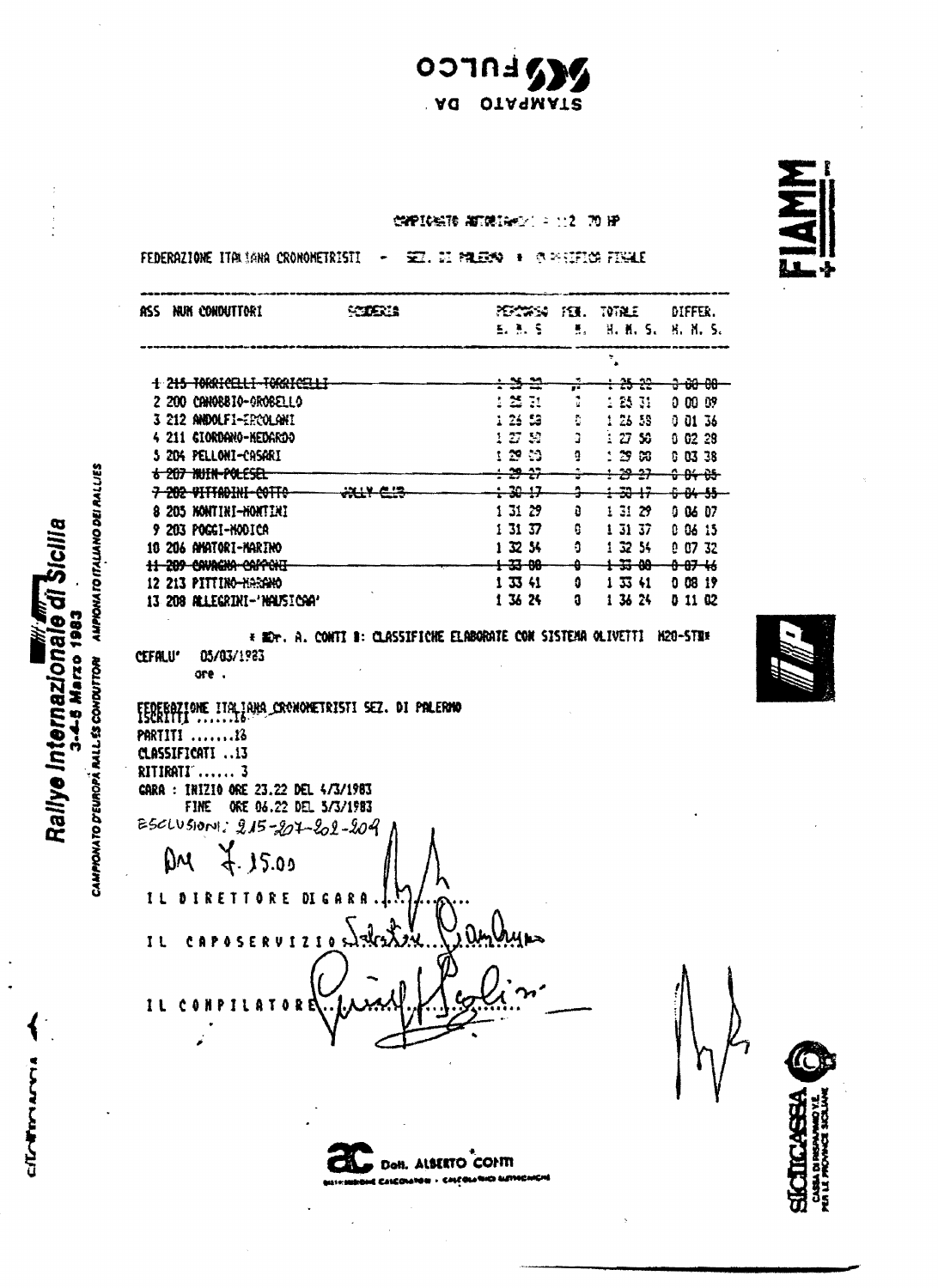STAMPATO DA FULCO

CAMPIONATO AUTOBIANCHI A 112 70 HP

FEDERAZIONE ITALIANA CRONOMETRISTI - SEZ. DI PALERMO * CLASSIFICA FINALE

| ASS | NUM | CONDUTTORI | SCUDERIA | PERCORSO H. M. S | PEN. M. | TOTALE H. M. S. | DIFFER. H. M. S. |
|---|---|---|---|---|---|---|---|
| ~~1~~ | ~~215~~ | ~~TORRICELLI-TORRICELLI~~ | | ~~1 25 22~~ | ~~0~~ | ~~1 25 22~~ | ~~0 00 00~~ |
| 2 | 200 | CANOBBIO-OROBELLO | | 1 25 31 | 0 | 1 25 31 | 0 00 09 |
| 3 | 212 | ANDOLFI-ERCOLANI | | 1 26 58 | 0 | 1 26 58 | 0 01 36 |
| 4 | 211 | GIORDANO-MEDARDO | | 1 27 50 | 0 | 1 27 50 | 0 02 28 |
| 5 | 204 | PELLONI-CASARI | | 1 29 00 | 0 | 1 29 00 | 0 03 38 |
| ~~6~~ | ~~207~~ | ~~MUIN-POLESEL~~ | | ~~1 29 27~~ | ~~0~~ | ~~1 29 27~~ | ~~0 04 05~~ |
| ~~7~~ | ~~202~~ | ~~VITTADINI-COTTO~~ | ~~JOLLY CLUB~~ | ~~1 30 17~~ | ~~0~~ | ~~1 30 17~~ | ~~0 04 55~~ |
| 8 | 205 | MONTINI-MONTINI | | 1 31 29 | 0 | 1 31 29 | 0 06 07 |
| 9 | 203 | POGGI-MODICA | | 1 31 37 | 0 | 1 31 37 | 0 06 15 |
| 10 | 206 | AMATORI-MARINO | | 1 32 54 | 0 | 1 32 54 | 0 07 32 |
| ~~11~~ | ~~209~~ | ~~CAVAGNA-CAPPONI~~ | | ~~1 33 08~~ | ~~0~~ | ~~1 33 08~~ | ~~0 07 46~~ |
| 12 | 213 | PITTINO-MARANO | | 1 33 41 | 0 | 1 33 41 | 0 08 19 |
| 13 | 208 | ALLEGRINI-'NAUSICAA' | | 1 36 24 | 0 | 1 36 24 | 0 11 02 |

* DR. A. CONTI *: CLASSIFICHE ELABORATE CON SISTEMA OLIVETTI M20-ST*

CEFALU' 05/03/1983
ore .

FEDERAZIONE ITALIANA CRONOMETRISTI SEZ. DI PALERMO

ISCRITTI ......16
PARTITI .......16
CLASSIFICATI ..13
RITIRATI ...... 3

GARA : INIZIO ORE 23.22 DEL 4/3/1983
FINE ORE 06.22 DEL 5/3/1983

ESCLUSIONI: 215-207-202-209

DM 7.15.00

IL DIRETTORE DI GARA

IL CAPOSERVIZIO

IL COMPILATORE

Rallye Internazionale di Sicilia 3-4-5 Marzo 1983 — CAMPIONATO D'EUROPA RALLIES CONDUTTORI — CAMPIONATO ITALIANO DEI RALLIES

FIAMM

SICILCASSA — CASSA DI RISPARMIO V.E. PER LE PROVINCE SICILIANE

Dott. ALBERTO CONTI